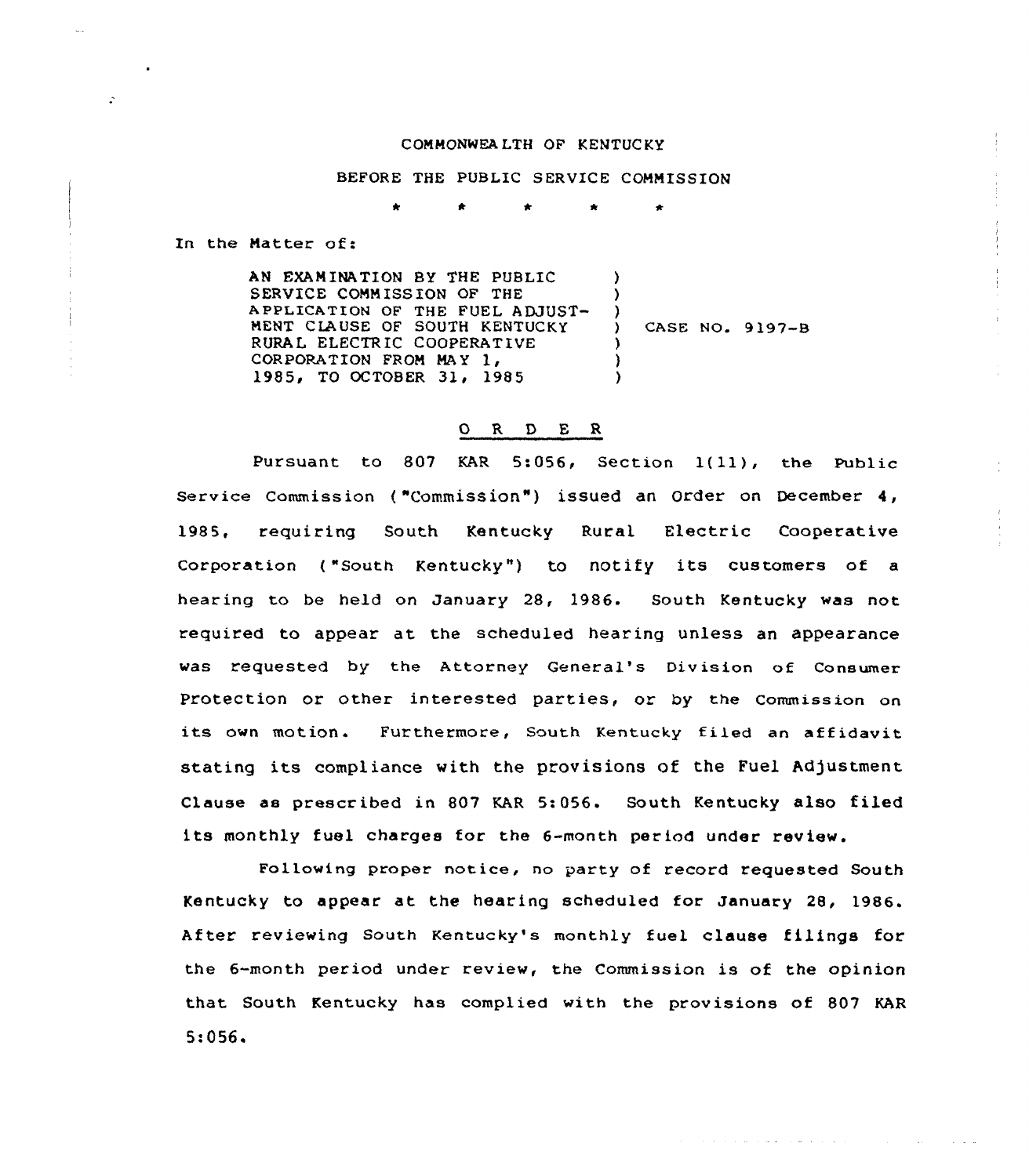COMMONWEALTH OF KENTUCKY

BEFORE THE PUBLIC SERVICE COMMISSION

\* \* \* \* \*

In the Matter of:

AN EXAMINATION BY THE PUBLIC SERVICE COMMISSION OF THE APPLICATION OF THE FUEL ADJUSTMENT CLAUSE OF SOUTH KENTUCKY RURAL ELECTRIC COOPERATIVE CORPORATION FROM MAY 1, 1985, TO OCTOBER 31, 1985 ) CASE NO. 9197-B

## O R D E R

Pursuant to 807 KAR 5:056, Section 1(11), the Public Service Commission ("Commission") issued an Order on December 4, 1985, requiring South Kentucky Rural Electric Cooperative Corporation ("South Kentucky") to notify its customers of a hearing to be held on January 28, 1986. South Kentucky was not required to appear at the scheduled hearing unless an appearance was requested by the Attorney General's Division of Consumer Protection or other interested parties, or by the Commission on its own motion. Furthermore, South Kentucky filed an affidavit stating its compliance with the provisions of the Fuel Adjustment Clause as prescribed in 807 KAR 5:056. South Kentucky also filed its monthly fuel charges for the 6-month period under review.

Following proper notice, no party of record requested South Kentucky to appear at the hearing scheduled for January 28, 1986. After reviewing South Kentucky's monthly fuel clause filings for the 6-month period under review, the Commission is of the opinion that South Kentucky has complied with the provisions of 807 KAR 5:056.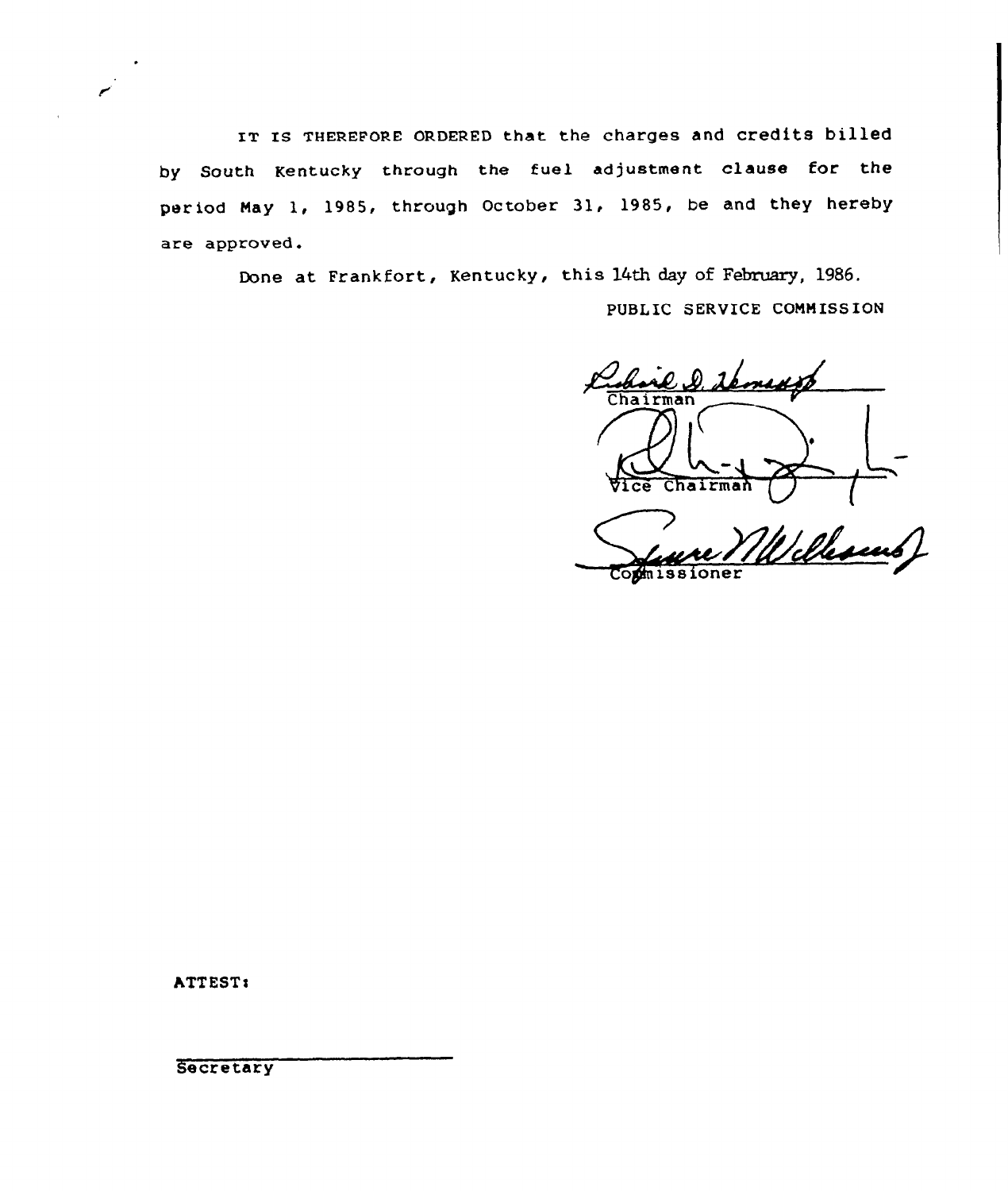IT IS THEREFORE ORDERED that the charges and credits billed by South Kentucky through the fuel adjustment clause for the period May 1, 1985, through October 31, 1985, be and they hereby are approved.

Done at Frankfort, Kentucky, this 14th day of February, 1986.

PUBLIC SERVICE COMMISSION

Chairman

Vice Chairman

Commissioner

ATTEST:

Secretary